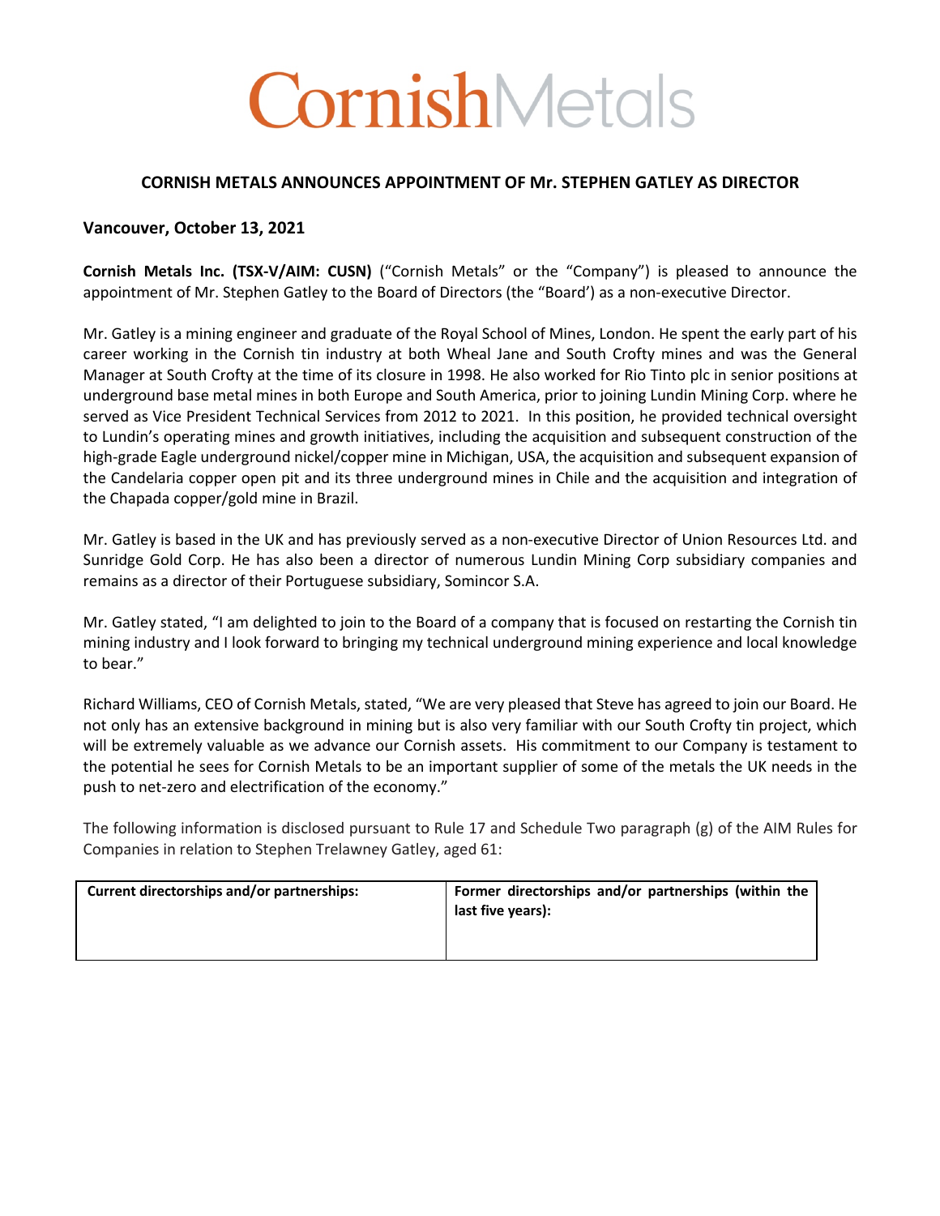# CornishMetals

**CORNISH METALS ANNOUNCES APPOINTMENT OF Mr. STEPHEN GATLEY AS DIRECTOR**

**Vancouver, October 13, 2021**

**Cornish Metals Inc. (TSX-V/AIM: CUSN)** ("Cornish Metals" or the "Company") is pleased to announce the appointment of Mr. Stephen Gatley to the Board of Directors (the "Board') as a non-executive Director.

Mr. Gatley is a mining engineer and graduate of the Royal School of Mines, London. He spent the early part of his career working in the Cornish tin industry at both Wheal Jane and South Crofty mines and was the General Manager at South Crofty at the time of its closure in 1998. He also worked for Rio Tinto plc in senior positions at underground base metal mines in both Europe and South America, prior to joining Lundin Mining Corp. where he served as Vice President Technical Services from 2012 to 2021. In this position, he provided technical oversight to Lundin's operating mines and growth initiatives, including the acquisition and subsequent construction of the high-grade Eagle underground nickel/copper mine in Michigan, USA, the acquisition and subsequent expansion of the Candelaria copper open pit and its three underground mines in Chile and the acquisition and integration of the Chapada copper/gold mine in Brazil.

Mr. Gatley is based in the UK and has previously served as a non-executive Director of Union Resources Ltd. and Sunridge Gold Corp. He has also been a director of numerous Lundin Mining Corp subsidiary companies and remains as a director of their Portuguese subsidiary, Somincor S.A.

Mr. Gatley stated, "I am delighted to join to the Board of a company that is focused on restarting the Cornish tin mining industry and I look forward to bringing my technical underground mining experience and local knowledge to bear."

Richard Williams, CEO of Cornish Metals, stated, "We are very pleased that Steve has agreed to join our Board. He not only has an extensive background in mining but is also very familiar with our South Crofty tin project, which will be extremely valuable as we advance our Cornish assets. His commitment to our Company is testament to the potential he sees for Cornish Metals to be an important supplier of some of the metals the UK needs in the push to net-zero and electrification of the economy."

The following information is disclosed pursuant to Rule 17 and Schedule Two paragraph (g) of the AIM Rules for Companies in relation to Stephen Trelawney Gatley, aged 61:

| **Current directorships and/or partnerships:** | **Former directorships and/or partnerships (within the last five years):** |
| --- | --- |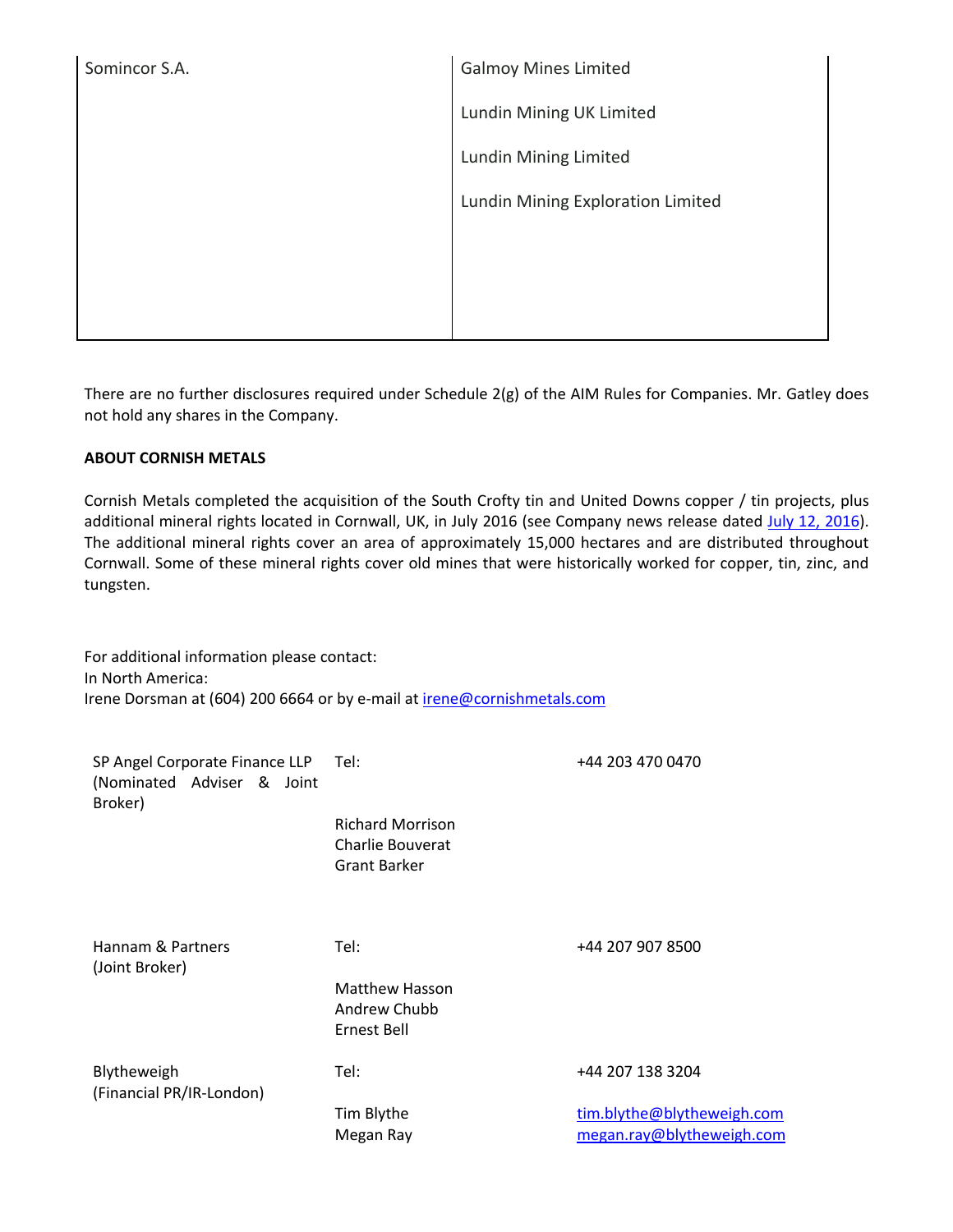| | |
|---|---|
| Somincor S.A. | Galmoy Mines Limited<br><br>Lundin Mining UK Limited<br><br>Lundin Mining Limited<br><br>Lundin Mining Exploration Limited |

There are no further disclosures required under Schedule 2(g) of the AIM Rules for Companies. Mr. Gatley does not hold any shares in the Company.

**ABOUT CORNISH METALS**

Cornish Metals completed the acquisition of the South Crofty tin and United Downs copper / tin projects, plus additional mineral rights located in Cornwall, UK, in July 2016 (see Company news release dated July 12, 2016). The additional mineral rights cover an area of approximately 15,000 hectares and are distributed throughout Cornwall. Some of these mineral rights cover old mines that were historically worked for copper, tin, zinc, and tungsten.

For additional information please contact:
In North America:
Irene Dorsman at (604) 200 6664 or by e-mail at irene@cornishmetals.com

| | | |
|---|---|---|
| SP Angel Corporate Finance LLP (Nominated Adviser & Joint Broker) | Tel:<br><br>Richard Morrison<br>Charlie Bouverat<br>Grant Barker | +44 203 470 0470 |
| Hannam & Partners (Joint Broker) | Tel:<br><br>Matthew Hasson<br>Andrew Chubb<br>Ernest Bell | +44 207 907 8500 |
| Blytheweigh (Financial PR/IR-London) | Tel:<br><br>Tim Blythe<br>Megan Ray | +44 207 138 3204<br><br>tim.blythe@blytheweigh.com<br>megan.ray@blytheweigh.com |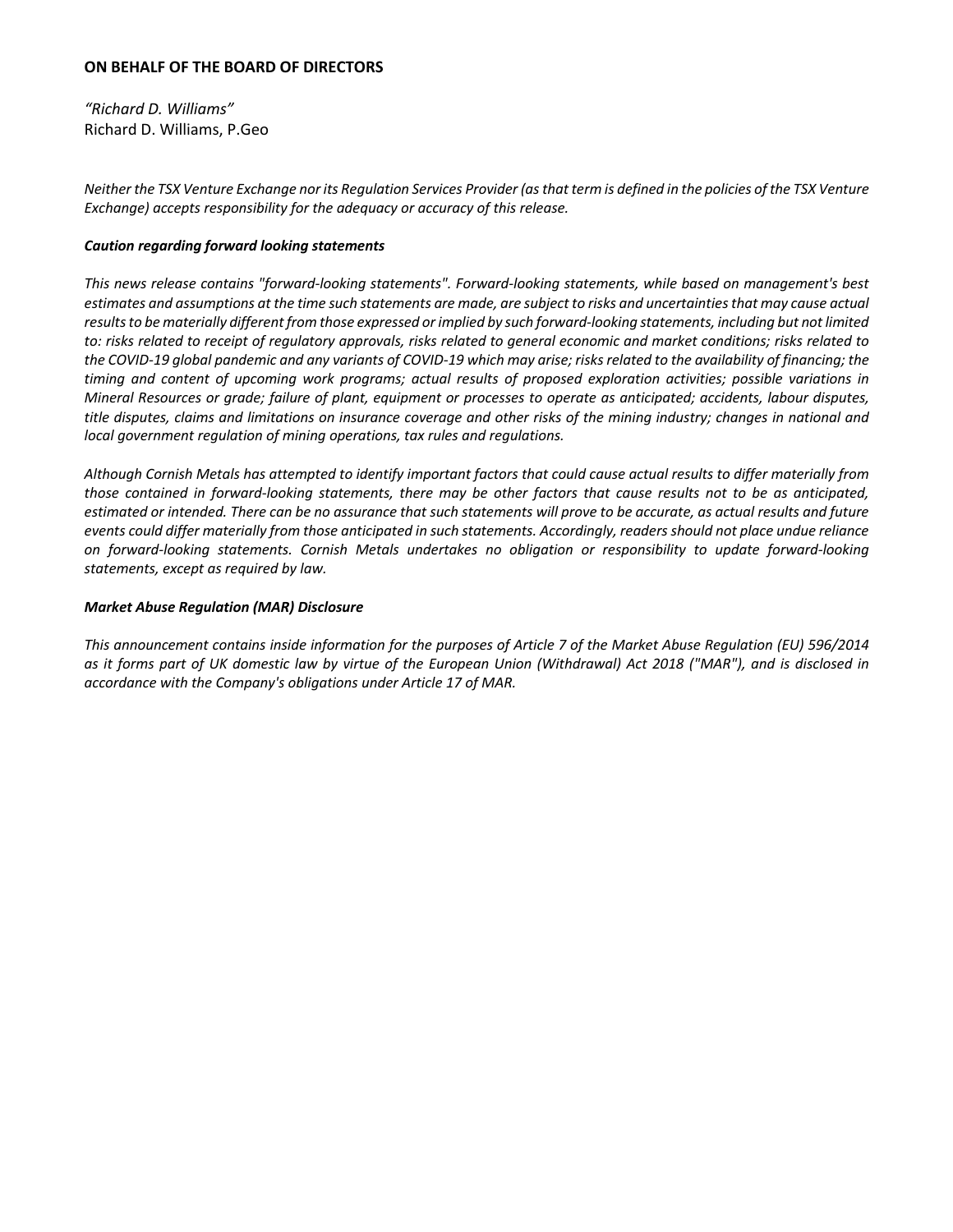**ON BEHALF OF THE BOARD OF DIRECTORS**

*"Richard D. Williams"*
Richard D. Williams, P.Geo

*Neither the TSX Venture Exchange nor its Regulation Services Provider (as that term is defined in the policies of the TSX Venture Exchange) accepts responsibility for the adequacy or accuracy of this release.*

***Caution regarding forward looking statements***

*This news release contains "forward-looking statements". Forward-looking statements, while based on management's best estimates and assumptions at the time such statements are made, are subject to risks and uncertainties that may cause actual results to be materially different from those expressed or implied by such forward-looking statements, including but not limited to: risks related to receipt of regulatory approvals, risks related to general economic and market conditions; risks related to the COVID-19 global pandemic and any variants of COVID-19 which may arise; risks related to the availability of financing; the timing and content of upcoming work programs; actual results of proposed exploration activities; possible variations in Mineral Resources or grade; failure of plant, equipment or processes to operate as anticipated; accidents, labour disputes, title disputes, claims and limitations on insurance coverage and other risks of the mining industry; changes in national and local government regulation of mining operations, tax rules and regulations.*

*Although Cornish Metals has attempted to identify important factors that could cause actual results to differ materially from those contained in forward-looking statements, there may be other factors that cause results not to be as anticipated, estimated or intended. There can be no assurance that such statements will prove to be accurate, as actual results and future events could differ materially from those anticipated in such statements. Accordingly, readers should not place undue reliance on forward-looking statements. Cornish Metals undertakes no obligation or responsibility to update forward-looking statements, except as required by law.*

***Market Abuse Regulation (MAR) Disclosure***

*This announcement contains inside information for the purposes of Article 7 of the Market Abuse Regulation (EU) 596/2014 as it forms part of UK domestic law by virtue of the European Union (Withdrawal) Act 2018 ("MAR"), and is disclosed in accordance with the Company's obligations under Article 17 of MAR.*